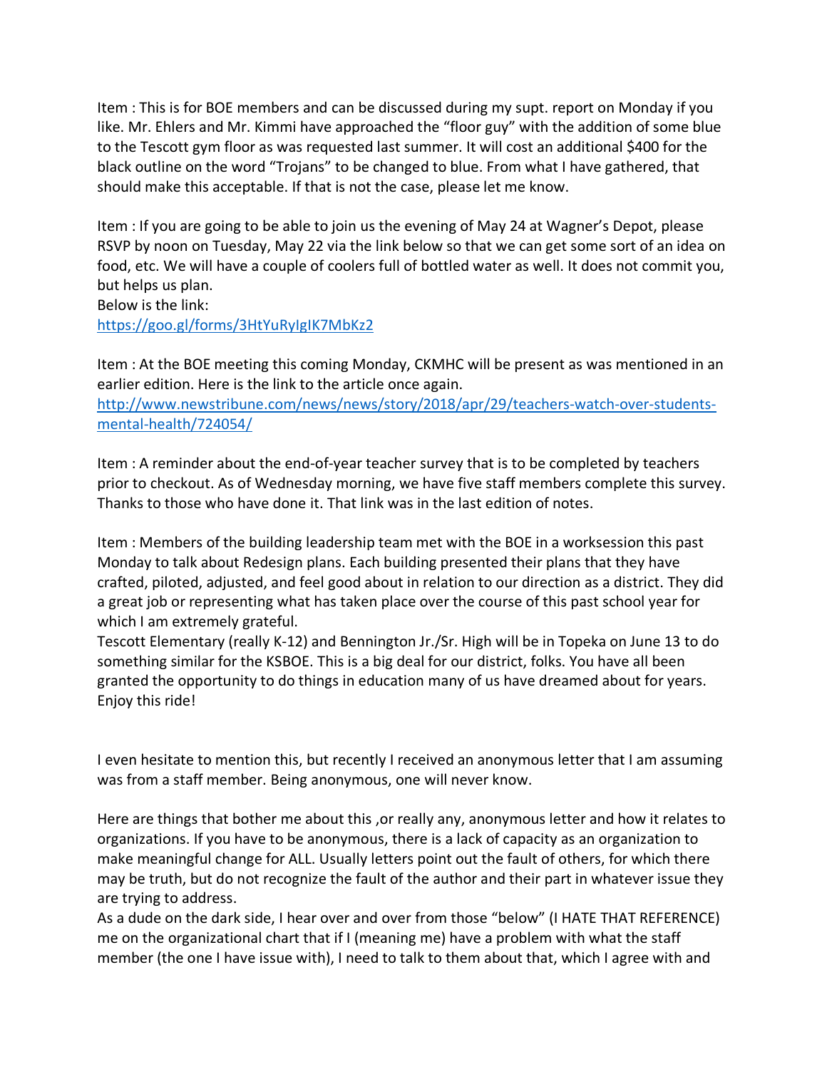Item : This is for BOE members and can be discussed during my supt. report on Monday if you like. Mr. Ehlers and Mr. Kimmi have approached the “floor guy” with the addition of some blue to the Tescott gym floor as was requested last summer. It will cost an additional $400 for the black outline on the word “Trojans” to be changed to blue. From what I have gathered, that should make this acceptable. If that is not the case, please let me know.

Item : If you are going to be able to join us the evening of May 24 at Wagner’s Depot, please RSVP by noon on Tuesday, May 22 via the link below so that we can get some sort of an idea on food, etc. We will have a couple of coolers full of bottled water as well. It does not commit you, but helps us plan.
Below is the link:
https://goo.gl/forms/3HtYuRyIgIK7MbKz2

Item : At the BOE meeting this coming Monday, CKMHC will be present as was mentioned in an earlier edition. Here is the link to the article once again.
http://www.newstribune.com/news/news/story/2018/apr/29/teachers-watch-over-students-mental-health/724054/

Item : A reminder about the end-of-year teacher survey that is to be completed by teachers prior to checkout. As of Wednesday morning, we have five staff members complete this survey. Thanks to those who have done it. That link was in the last edition of notes.

Item : Members of the building leadership team met with the BOE in a worksession this past Monday to talk about Redesign plans. Each building presented their plans that they have crafted, piloted, adjusted, and feel good about in relation to our direction as a district. They did a great job or representing what has taken place over the course of this past school year for which I am extremely grateful.
Tescott Elementary (really K-12) and Bennington Jr./Sr. High will be in Topeka on June 13 to do something similar for the KSBOE. This is a big deal for our district, folks. You have all been granted the opportunity to do things in education many of us have dreamed about for years. Enjoy this ride!

I even hesitate to mention this, but recently I received an anonymous letter that I am assuming was from a staff member. Being anonymous, one will never know.

Here are things that bother me about this ,or really any, anonymous letter and how it relates to organizations. If you have to be anonymous, there is a lack of capacity as an organization to make meaningful change for ALL. Usually letters point out the fault of others, for which there may be truth, but do not recognize the fault of the author and their part in whatever issue they are trying to address.
As a dude on the dark side, I hear over and over from those “below” (I HATE THAT REFERENCE) me on the organizational chart that if I (meaning me) have a problem with what the staff member (the one I have issue with), I need to talk to them about that, which I agree with and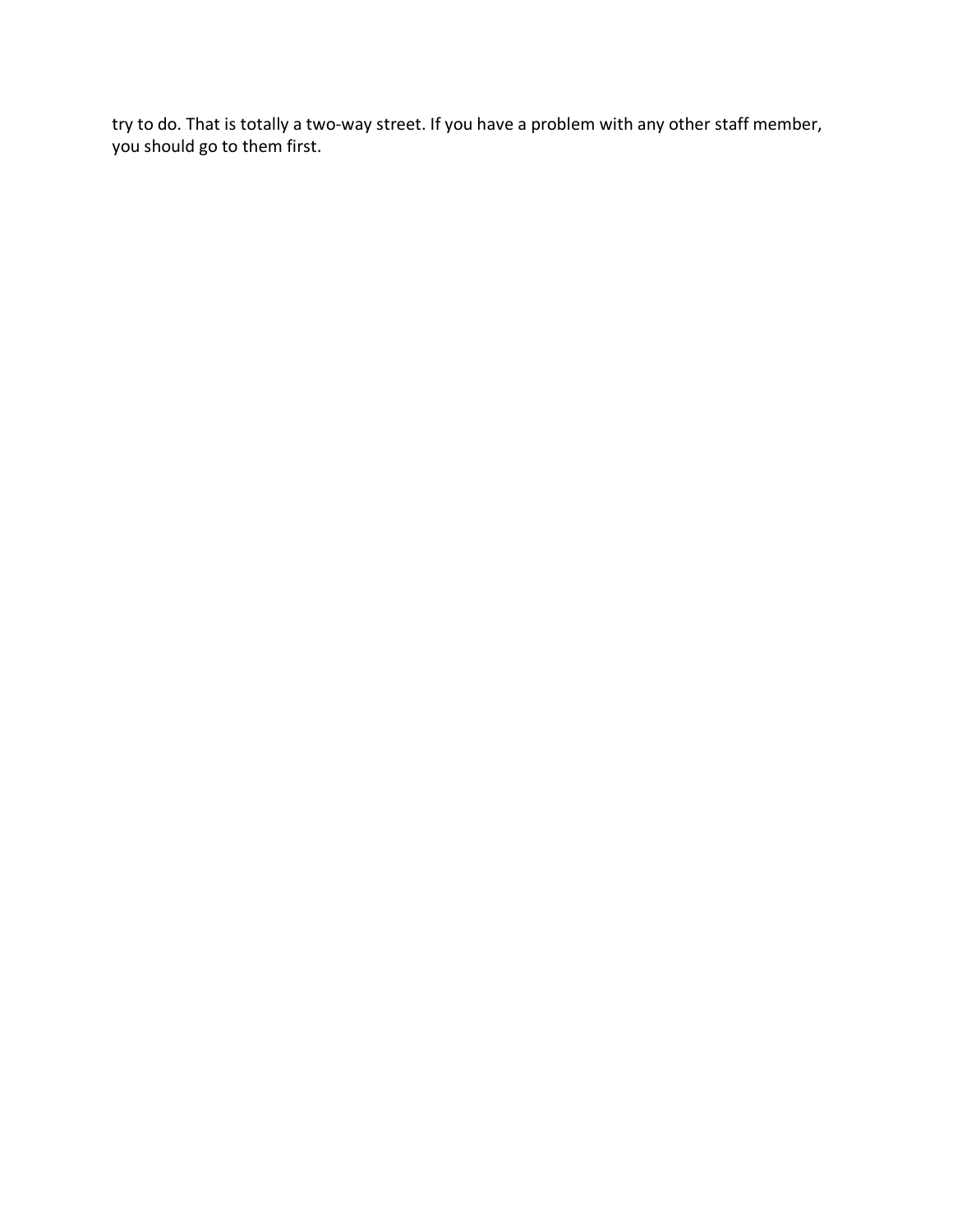try to do. That is totally a two-way street. If you have a problem with any other staff member, you should go to them first.